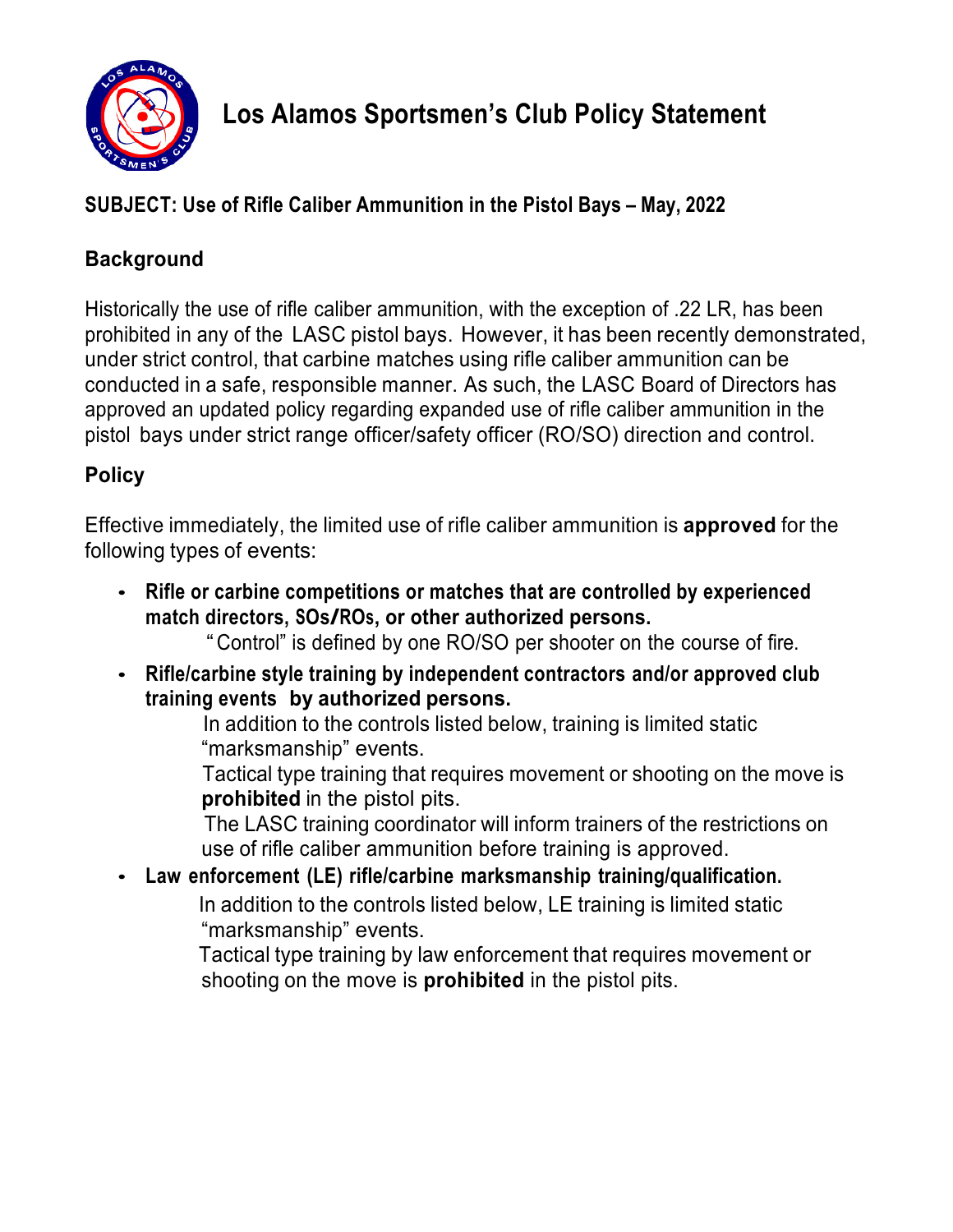# Los Alamos Sportsmen's Club Policy Statement

**SUBJECT: Use of Rifle Caliber Ammunition in the Pistol Bays – May, 2022**

## Background

Historically the use of rifle caliber ammunition, with the exception of .22 LR, has been prohibited in any of the LASC pistol bays. However, it has been recently demonstrated, under strict control, that carbine matches using rifle caliber ammunition can be conducted in a safe, responsible manner. As such, the LASC Board of Directors has approved an updated policy regarding expanded use of rifle caliber ammunition in the pistol bays under strict range officer/safety officer (RO/SO) direction and control.

## Policy

Effective immediately, the limited use of rifle caliber ammunition is **approved** for the following types of events:

- **Rifle or carbine competitions or matches that are controlled by experienced match directors, SOs/ROs, or other authorized persons.**

  "Control" is defined by one RO/SO per shooter on the course of fire.

- **Rifle/carbine style training by independent contractors and/or approved club training events by authorized persons.**

  In addition to the controls listed below, training is limited static "marksmanship" events.

  Tactical type training that requires movement or shooting on the move is **prohibited** in the pistol pits.

  The LASC training coordinator will inform trainers of the restrictions on use of rifle caliber ammunition before training is approved.

- **Law enforcement (LE) rifle/carbine marksmanship training/qualification.**

  In addition to the controls listed below, LE training is limited static "marksmanship" events.

  Tactical type training by law enforcement that requires movement or shooting on the move is **prohibited** in the pistol pits.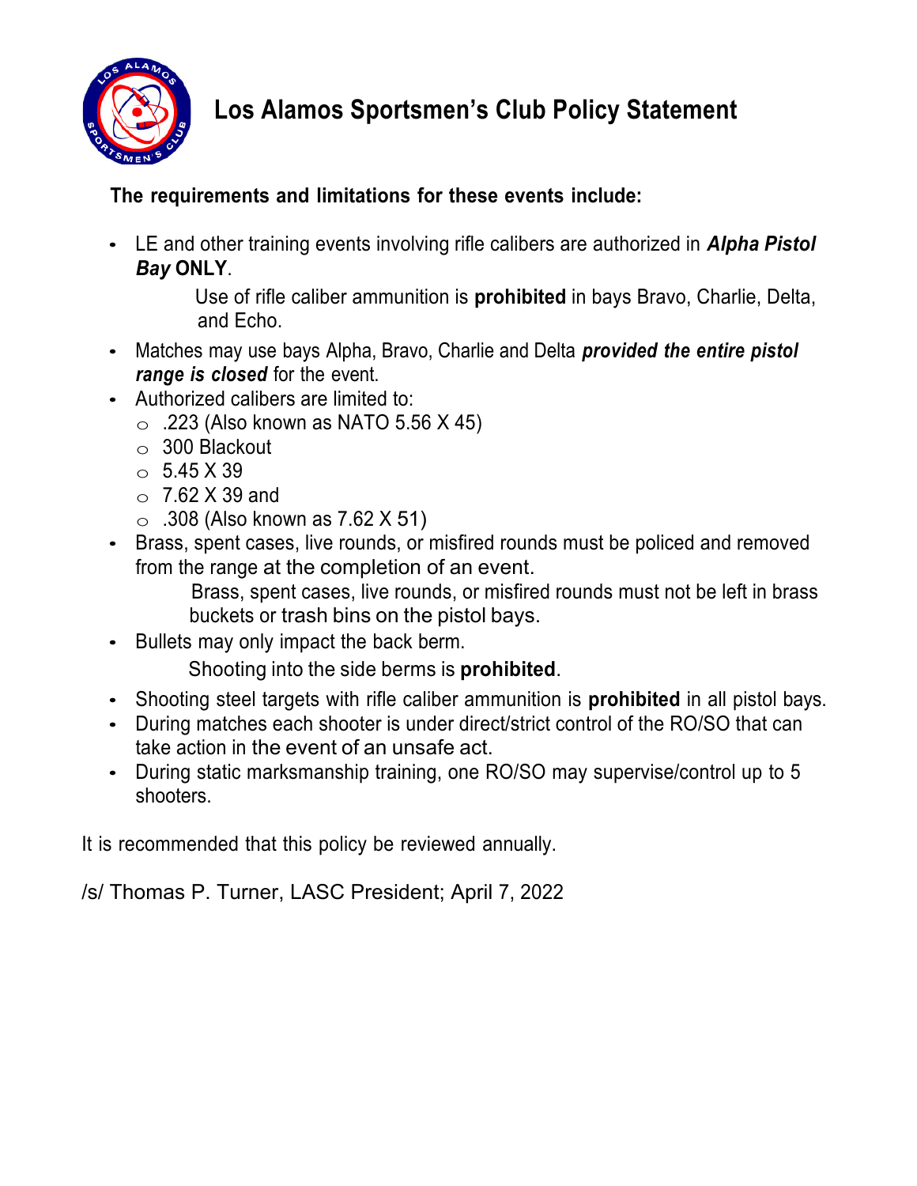# Los Alamos Sportsmen's Club Policy Statement

**The requirements and limitations for these events include:**

- LE and other training events involving rifle calibers are authorized in ***Alpha Pistol Bay*** **ONLY**.

  Use of rifle caliber ammunition is **prohibited** in bays Bravo, Charlie, Delta, and Echo.
- Matches may use bays Alpha, Bravo, Charlie and Delta ***provided the entire pistol range is closed*** for the event.
- Authorized calibers are limited to:
  - .223 (Also known as NATO 5.56 X 45)
  - 300 Blackout
  - 5.45 X 39
  - 7.62 X 39 and
  - .308 (Also known as 7.62 X 51)
- Brass, spent cases, live rounds, or misfired rounds must be policed and removed from the range at the completion of an event.

  Brass, spent cases, live rounds, or misfired rounds must not be left in brass buckets or trash bins on the pistol bays.
- Bullets may only impact the back berm.

  Shooting into the side berms is **prohibited**.
- Shooting steel targets with rifle caliber ammunition is **prohibited** in all pistol bays.
- During matches each shooter is under direct/strict control of the RO/SO that can take action in the event of an unsafe act.
- During static marksmanship training, one RO/SO may supervise/control up to 5 shooters.

It is recommended that this policy be reviewed annually.

/s/ Thomas P. Turner, LASC President; April 7, 2022